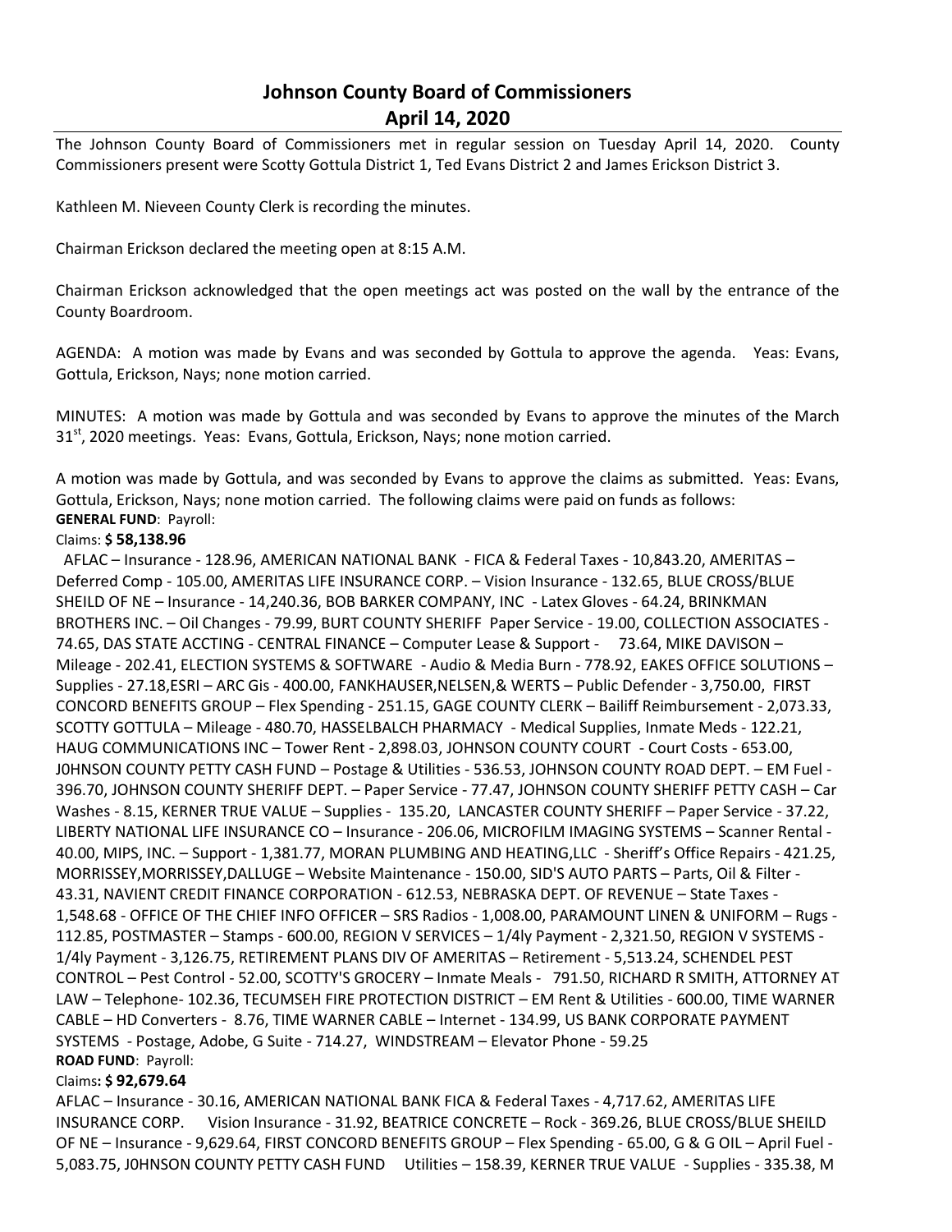# Johnson County Board of Commissioners
## April 14, 2020

The Johnson County Board of Commissioners met in regular session on Tuesday April 14, 2020. County Commissioners present were Scotty Gottula District 1, Ted Evans District 2 and James Erickson District 3.

Kathleen M. Nieveen County Clerk is recording the minutes.

Chairman Erickson declared the meeting open at 8:15 A.M.

Chairman Erickson acknowledged that the open meetings act was posted on the wall by the entrance of the County Boardroom.

AGENDA: A motion was made by Evans and was seconded by Gottula to approve the agenda. Yeas: Evans, Gottula, Erickson, Nays; none motion carried.

MINUTES: A motion was made by Gottula and was seconded by Evans to approve the minutes of the March 31st, 2020 meetings. Yeas: Evans, Gottula, Erickson, Nays; none motion carried.

A motion was made by Gottula, and was seconded by Evans to approve the claims as submitted. Yeas: Evans, Gottula, Erickson, Nays; none motion carried. The following claims were paid on funds as follows:

**GENERAL FUND**: Payroll:

Claims: **$ 58,138.96**

AFLAC – Insurance - 128.96, AMERICAN NATIONAL BANK - FICA & Federal Taxes - 10,843.20, AMERITAS – Deferred Comp - 105.00, AMERITAS LIFE INSURANCE CORP. – Vision Insurance - 132.65, BLUE CROSS/BLUE SHEILD OF NE – Insurance - 14,240.36, BOB BARKER COMPANY, INC - Latex Gloves - 64.24, BRINKMAN BROTHERS INC. – Oil Changes - 79.99, BURT COUNTY SHERIFF Paper Service - 19.00, COLLECTION ASSOCIATES - 74.65, DAS STATE ACCTING - CENTRAL FINANCE – Computer Lease & Support - 73.64, MIKE DAVISON – Mileage - 202.41, ELECTION SYSTEMS & SOFTWARE - Audio & Media Burn - 778.92, EAKES OFFICE SOLUTIONS – Supplies - 27.18,ESRI – ARC Gis - 400.00, FANKHAUSER,NELSEN,& WERTS – Public Defender - 3,750.00, FIRST CONCORD BENEFITS GROUP – Flex Spending - 251.15, GAGE COUNTY CLERK – Bailiff Reimbursement - 2,073.33, SCOTTY GOTTULA – Mileage - 480.70, HASSELBALCH PHARMACY - Medical Supplies, Inmate Meds - 122.21, HAUG COMMUNICATIONS INC – Tower Rent - 2,898.03, JOHNSON COUNTY COURT - Court Costs - 653.00, J0HNSON COUNTY PETTY CASH FUND – Postage & Utilities - 536.53, JOHNSON COUNTY ROAD DEPT. – EM Fuel - 396.70, JOHNSON COUNTY SHERIFF DEPT. – Paper Service - 77.47, JOHNSON COUNTY SHERIFF PETTY CASH – Car Washes - 8.15, KERNER TRUE VALUE – Supplies - 135.20, LANCASTER COUNTY SHERIFF – Paper Service - 37.22, LIBERTY NATIONAL LIFE INSURANCE CO – Insurance - 206.06, MICROFILM IMAGING SYSTEMS – Scanner Rental - 40.00, MIPS, INC. – Support - 1,381.77, MORAN PLUMBING AND HEATING,LLC - Sheriff's Office Repairs - 421.25, MORRISSEY,MORRISSEY,DALLUGE – Website Maintenance - 150.00, SID'S AUTO PARTS – Parts, Oil & Filter - 43.31, NAVIENT CREDIT FINANCE CORPORATION - 612.53, NEBRASKA DEPT. OF REVENUE – State Taxes - 1,548.68 - OFFICE OF THE CHIEF INFO OFFICER – SRS Radios - 1,008.00, PARAMOUNT LINEN & UNIFORM – Rugs - 112.85, POSTMASTER – Stamps - 600.00, REGION V SERVICES – 1/4ly Payment - 2,321.50, REGION V SYSTEMS - 1/4ly Payment - 3,126.75, RETIREMENT PLANS DIV OF AMERITAS – Retirement - 5,513.24, SCHENDEL PEST CONTROL – Pest Control - 52.00, SCOTTY'S GROCERY – Inmate Meals - 791.50, RICHARD R SMITH, ATTORNEY AT LAW – Telephone- 102.36, TECUMSEH FIRE PROTECTION DISTRICT – EM Rent & Utilities - 600.00, TIME WARNER CABLE – HD Converters - 8.76, TIME WARNER CABLE – Internet - 134.99, US BANK CORPORATE PAYMENT SYSTEMS - Postage, Adobe, G Suite - 714.27, WINDSTREAM – Elevator Phone - 59.25

**ROAD FUND**: Payroll:

Claims**: $ 92,679.64**

AFLAC – Insurance - 30.16, AMERICAN NATIONAL BANK FICA & Federal Taxes - 4,717.62, AMERITAS LIFE INSURANCE CORP. Vision Insurance - 31.92, BEATRICE CONCRETE – Rock - 369.26, BLUE CROSS/BLUE SHEILD OF NE – Insurance - 9,629.64, FIRST CONCORD BENEFITS GROUP – Flex Spending - 65.00, G & G OIL – April Fuel - 5,083.75, J0HNSON COUNTY PETTY CASH FUND Utilities – 158.39, KERNER TRUE VALUE - Supplies - 335.38, M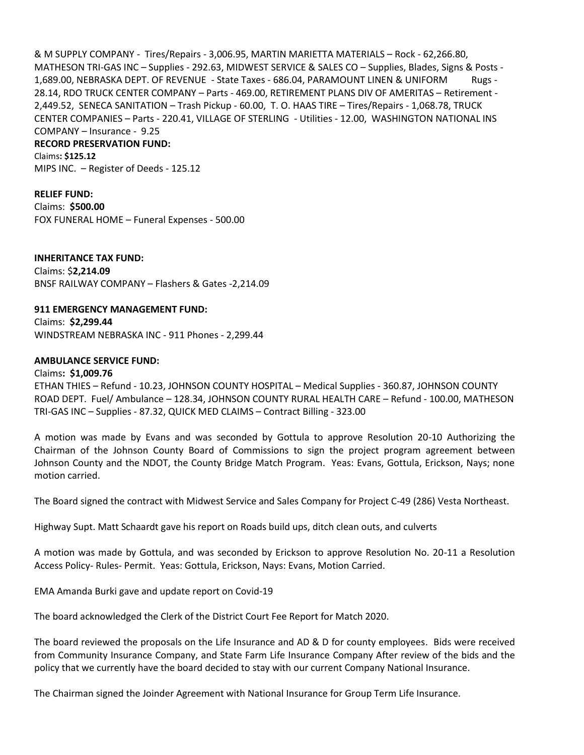& M SUPPLY COMPANY - Tires/Repairs - 3,006.95, MARTIN MARIETTA MATERIALS – Rock - 62,266.80, MATHESON TRI-GAS INC – Supplies - 292.63, MIDWEST SERVICE & SALES CO – Supplies, Blades, Signs & Posts - 1,689.00, NEBRASKA DEPT. OF REVENUE - State Taxes - 686.04, PARAMOUNT LINEN & UNIFORM Rugs - 28.14, RDO TRUCK CENTER COMPANY – Parts - 469.00, RETIREMENT PLANS DIV OF AMERITAS – Retirement - 2,449.52, SENECA SANITATION – Trash Pickup - 60.00, T. O. HAAS TIRE – Tires/Repairs - 1,068.78, TRUCK CENTER COMPANIES – Parts - 220.41, VILLAGE OF STERLING - Utilities - 12.00, WASHINGTON NATIONAL INS COMPANY – Insurance - 9.25

**RECORD PRESERVATION FUND:**

Claims**: $125.12**

MIPS INC. – Register of Deeds - 125.12

**RELIEF FUND:**

Claims: **$500.00**

FOX FUNERAL HOME – Funeral Expenses - 500.00

**INHERITANCE TAX FUND:**

Claims: $**2,214.09**

BNSF RAILWAY COMPANY – Flashers & Gates -2,214.09

**911 EMERGENCY MANAGEMENT FUND:**

Claims: **$2,299.44**

WINDSTREAM NEBRASKA INC - 911 Phones - 2,299.44

**AMBULANCE SERVICE FUND:**

Claims**: $1,009.76**

ETHAN THIES – Refund - 10.23, JOHNSON COUNTY HOSPITAL – Medical Supplies - 360.87, JOHNSON COUNTY ROAD DEPT. Fuel/ Ambulance – 128.34, JOHNSON COUNTY RURAL HEALTH CARE – Refund - 100.00, MATHESON TRI-GAS INC – Supplies - 87.32, QUICK MED CLAIMS – Contract Billing - 323.00

A motion was made by Evans and was seconded by Gottula to approve Resolution 20-10 Authorizing the Chairman of the Johnson County Board of Commissions to sign the project program agreement between Johnson County and the NDOT, the County Bridge Match Program. Yeas: Evans, Gottula, Erickson, Nays; none motion carried.

The Board signed the contract with Midwest Service and Sales Company for Project C-49 (286) Vesta Northeast.

Highway Supt. Matt Schaardt gave his report on Roads build ups, ditch clean outs, and culverts

A motion was made by Gottula, and was seconded by Erickson to approve Resolution No. 20-11 a Resolution Access Policy- Rules- Permit. Yeas: Gottula, Erickson, Nays: Evans, Motion Carried.

EMA Amanda Burki gave and update report on Covid-19

The board acknowledged the Clerk of the District Court Fee Report for Match 2020.

The board reviewed the proposals on the Life Insurance and AD & D for county employees. Bids were received from Community Insurance Company, and State Farm Life Insurance Company After review of the bids and the policy that we currently have the board decided to stay with our current Company National Insurance.

The Chairman signed the Joinder Agreement with National Insurance for Group Term Life Insurance.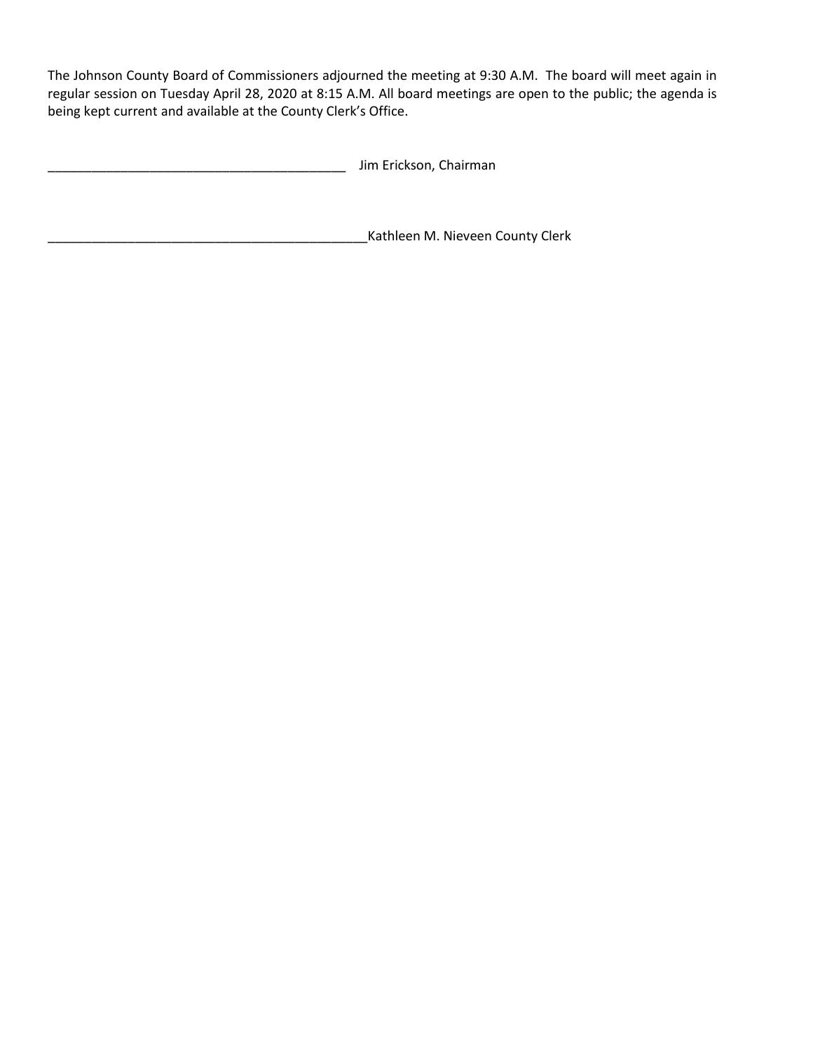The Johnson County Board of Commissioners adjourned the meeting at 9:30 A.M. The board will meet again in regular session on Tuesday April 28, 2020 at 8:15 A.M. All board meetings are open to the public; the agenda is being kept current and available at the County Clerk's Office.

__________________________________________ Jim Erickson, Chairman

____________________________________________Kathleen M. Nieveen County Clerk